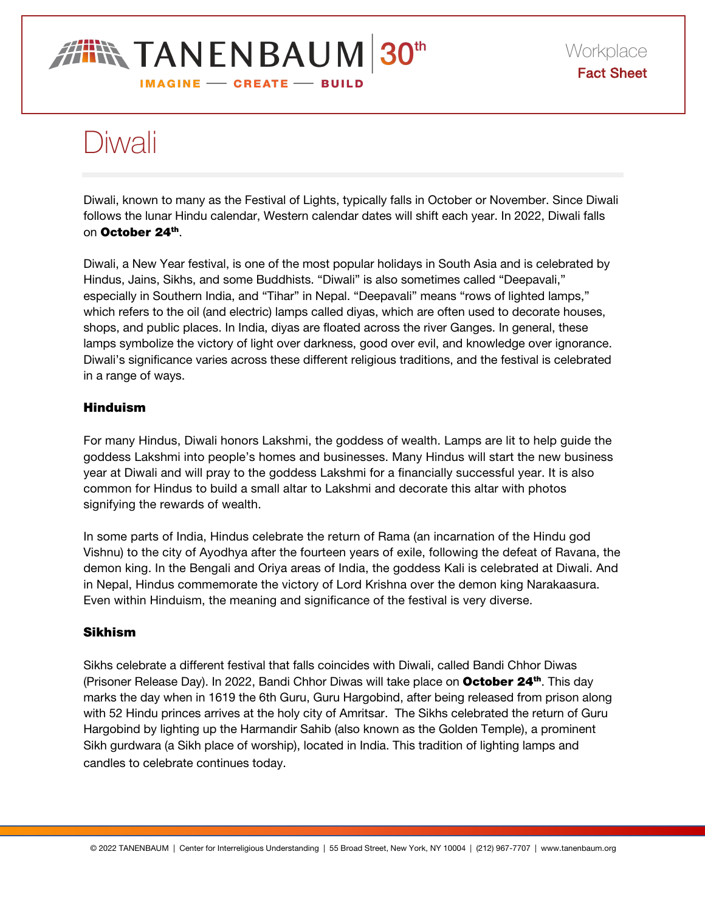Workplace
**Fact Sheet**

# Diwali

Diwali, known to many as the Festival of Lights, typically falls in October or November. Since Diwali follows the lunar Hindu calendar, Western calendar dates will shift each year. In 2022, Diwali falls on **October 24th**.

Diwali, a New Year festival, is one of the most popular holidays in South Asia and is celebrated by Hindus, Jains, Sikhs, and some Buddhists. "Diwali" is also sometimes called "Deepavali," especially in Southern India, and "Tihar" in Nepal. "Deepavali" means "rows of lighted lamps," which refers to the oil (and electric) lamps called diyas, which are often used to decorate houses, shops, and public places. In India, diyas are floated across the river Ganges. In general, these lamps symbolize the victory of light over darkness, good over evil, and knowledge over ignorance. Diwali's significance varies across these different religious traditions, and the festival is celebrated in a range of ways.

## Hinduism

For many Hindus, Diwali honors Lakshmi, the goddess of wealth. Lamps are lit to help guide the goddess Lakshmi into people's homes and businesses. Many Hindus will start the new business year at Diwali and will pray to the goddess Lakshmi for a financially successful year. It is also common for Hindus to build a small altar to Lakshmi and decorate this altar with photos signifying the rewards of wealth.

In some parts of India, Hindus celebrate the return of Rama (an incarnation of the Hindu god Vishnu) to the city of Ayodhya after the fourteen years of exile, following the defeat of Ravana, the demon king. In the Bengali and Oriya areas of India, the goddess Kali is celebrated at Diwali. And in Nepal, Hindus commemorate the victory of Lord Krishna over the demon king Narakaasura. Even within Hinduism, the meaning and significance of the festival is very diverse.

## Sikhism

Sikhs celebrate a different festival that falls coincides with Diwali, called Bandi Chhor Diwas (Prisoner Release Day). In 2022, Bandi Chhor Diwas will take place on **October 24th**. This day marks the day when in 1619 the 6th Guru, Guru Hargobind, after being released from prison along with 52 Hindu princes arrives at the holy city of Amritsar. The Sikhs celebrated the return of Guru Hargobind by lighting up the Harmandir Sahib (also known as the Golden Temple), a prominent Sikh gurdwara (a Sikh place of worship), located in India. This tradition of lighting lamps and candles to celebrate continues today.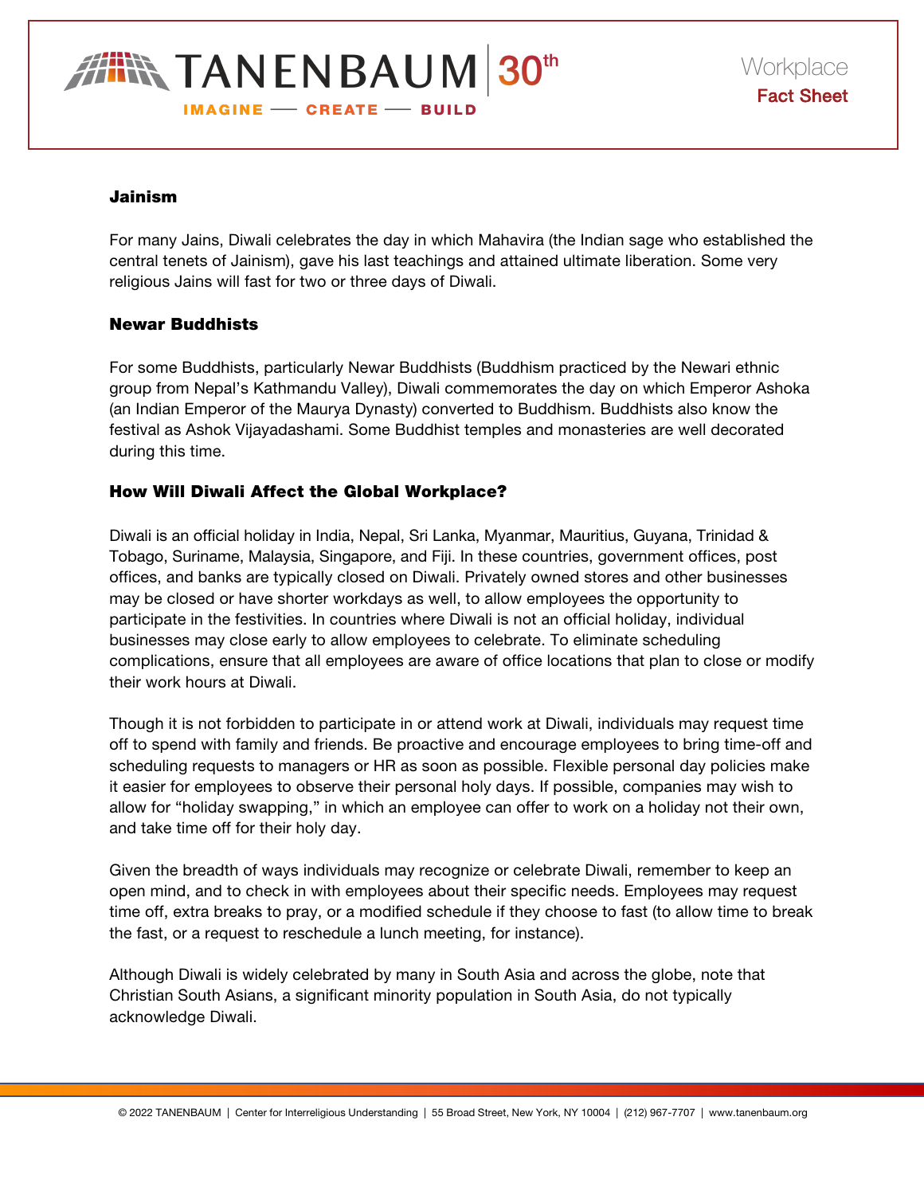### Jainism

For many Jains, Diwali celebrates the day in which Mahavira (the Indian sage who established the central tenets of Jainism), gave his last teachings and attained ultimate liberation. Some very religious Jains will fast for two or three days of Diwali.

### Newar Buddhists

For some Buddhists, particularly Newar Buddhists (Buddhism practiced by the Newari ethnic group from Nepal's Kathmandu Valley), Diwali commemorates the day on which Emperor Ashoka (an Indian Emperor of the Maurya Dynasty) converted to Buddhism. Buddhists also know the festival as Ashok Vijayadashami. Some Buddhist temples and monasteries are well decorated during this time.

### How Will Diwali Affect the Global Workplace?

Diwali is an official holiday in India, Nepal, Sri Lanka, Myanmar, Mauritius, Guyana, Trinidad & Tobago, Suriname, Malaysia, Singapore, and Fiji. In these countries, government offices, post offices, and banks are typically closed on Diwali. Privately owned stores and other businesses may be closed or have shorter workdays as well, to allow employees the opportunity to participate in the festivities. In countries where Diwali is not an official holiday, individual businesses may close early to allow employees to celebrate. To eliminate scheduling complications, ensure that all employees are aware of office locations that plan to close or modify their work hours at Diwali.

Though it is not forbidden to participate in or attend work at Diwali, individuals may request time off to spend with family and friends. Be proactive and encourage employees to bring time-off and scheduling requests to managers or HR as soon as possible. Flexible personal day policies make it easier for employees to observe their personal holy days. If possible, companies may wish to allow for "holiday swapping," in which an employee can offer to work on a holiday not their own, and take time off for their holy day.

Given the breadth of ways individuals may recognize or celebrate Diwali, remember to keep an open mind, and to check in with employees about their specific needs. Employees may request time off, extra breaks to pray, or a modified schedule if they choose to fast (to allow time to break the fast, or a request to reschedule a lunch meeting, for instance).

Although Diwali is widely celebrated by many in South Asia and across the globe, note that Christian South Asians, a significant minority population in South Asia, do not typically acknowledge Diwali.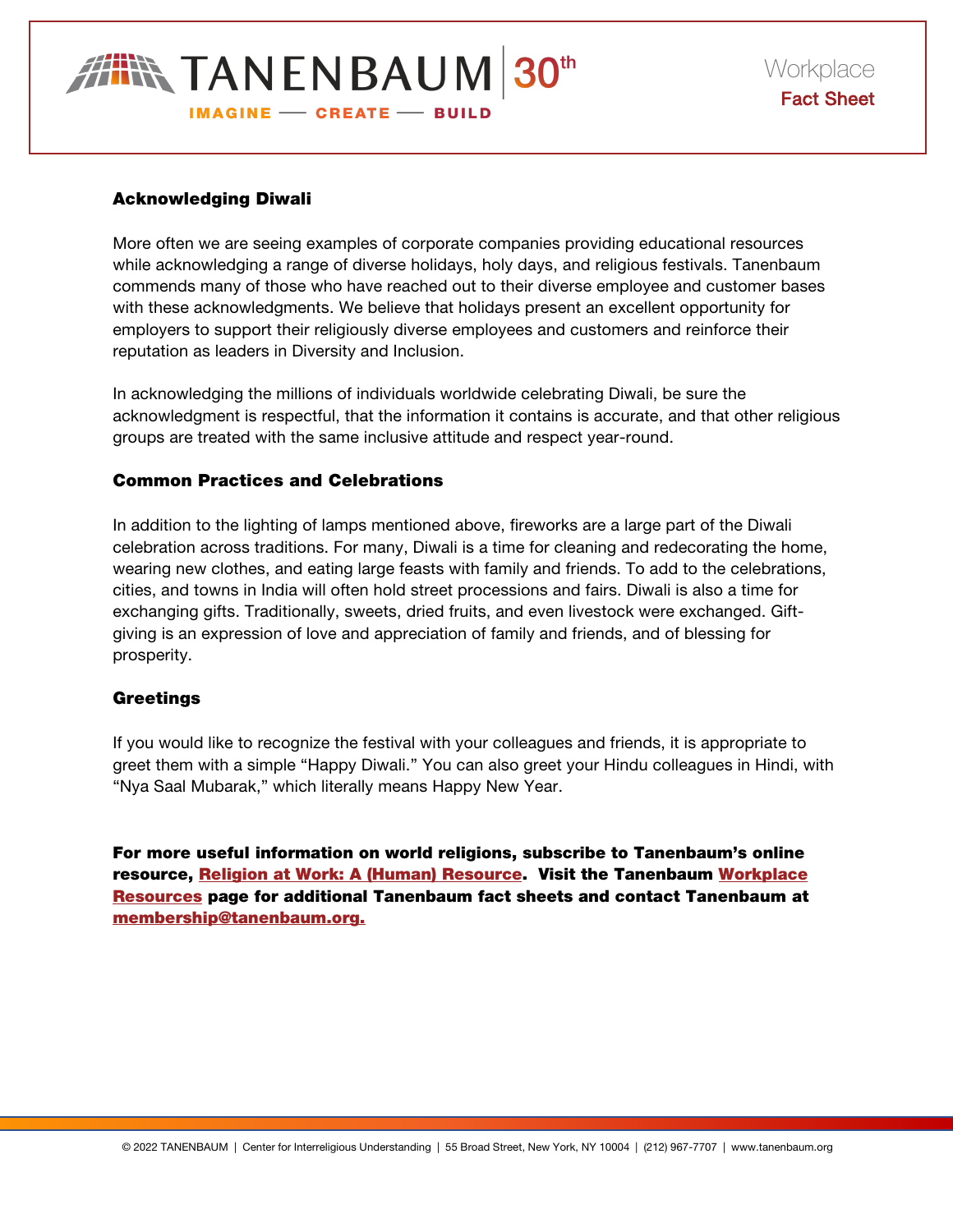### Acknowledging Diwali

More often we are seeing examples of corporate companies providing educational resources while acknowledging a range of diverse holidays, holy days, and religious festivals. Tanenbaum commends many of those who have reached out to their diverse employee and customer bases with these acknowledgments. We believe that holidays present an excellent opportunity for employers to support their religiously diverse employees and customers and reinforce their reputation as leaders in Diversity and Inclusion.

In acknowledging the millions of individuals worldwide celebrating Diwali, be sure the acknowledgment is respectful, that the information it contains is accurate, and that other religious groups are treated with the same inclusive attitude and respect year-round.

### Common Practices and Celebrations

In addition to the lighting of lamps mentioned above, fireworks are a large part of the Diwali celebration across traditions. For many, Diwali is a time for cleaning and redecorating the home, wearing new clothes, and eating large feasts with family and friends. To add to the celebrations, cities, and towns in India will often hold street processions and fairs. Diwali is also a time for exchanging gifts. Traditionally, sweets, dried fruits, and even livestock were exchanged. Gift-giving is an expression of love and appreciation of family and friends, and of blessing for prosperity.

### Greetings

If you would like to recognize the festival with your colleagues and friends, it is appropriate to greet them with a simple "Happy Diwali." You can also greet your Hindu colleagues in Hindi, with "Nya Saal Mubarak," which literally means Happy New Year.

**For more useful information on world religions, subscribe to Tanenbaum's online resource, Religion at Work: A (Human) Resource. Visit the Tanenbaum Workplace Resources page for additional Tanenbaum fact sheets and contact Tanenbaum at membership@tanenbaum.org.**